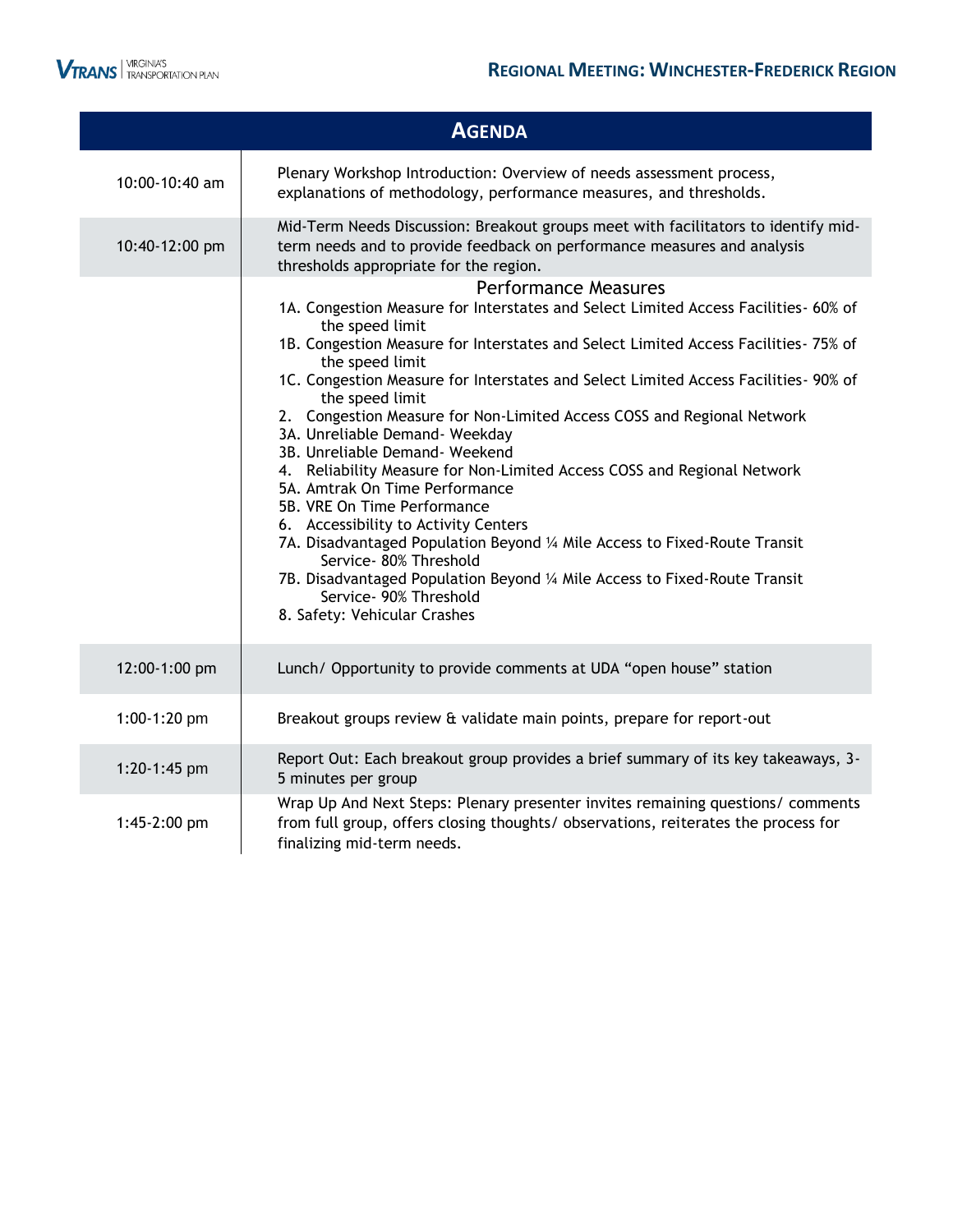# Regional Meeting: Winchester-Frederick Region

| Agenda | |
|---|---|
| 10:00-10:40 am | Plenary Workshop Introduction: Overview of needs assessment process, explanations of methodology, performance measures, and thresholds. |
| 10:40-12:00 pm | Mid-Term Needs Discussion: Breakout groups meet with facilitators to identify mid-term needs and to provide feedback on performance measures and analysis thresholds appropriate for the region. |
| | **Performance Measures**<br>1A. Congestion Measure for Interstates and Select Limited Access Facilities- 60% of the speed limit<br>1B. Congestion Measure for Interstates and Select Limited Access Facilities- 75% of the speed limit<br>1C. Congestion Measure for Interstates and Select Limited Access Facilities- 90% of the speed limit<br>2. Congestion Measure for Non-Limited Access COSS and Regional Network<br>3A. Unreliable Demand- Weekday<br>3B. Unreliable Demand- Weekend<br>4. Reliability Measure for Non-Limited Access COSS and Regional Network<br>5A. Amtrak On Time Performance<br>5B. VRE On Time Performance<br>6. Accessibility to Activity Centers<br>7A. Disadvantaged Population Beyond ¼ Mile Access to Fixed-Route Transit Service- 80% Threshold<br>7B. Disadvantaged Population Beyond ¼ Mile Access to Fixed-Route Transit Service- 90% Threshold<br>8. Safety: Vehicular Crashes |
| 12:00-1:00 pm | Lunch/ Opportunity to provide comments at UDA "open house" station |
| 1:00-1:20 pm | Breakout groups review & validate main points, prepare for report-out |
| 1:20-1:45 pm | Report Out: Each breakout group provides a brief summary of its key takeaways, 3-5 minutes per group |
| 1:45-2:00 pm | Wrap Up And Next Steps: Plenary presenter invites remaining questions/ comments from full group, offers closing thoughts/ observations, reiterates the process for finalizing mid-term needs. |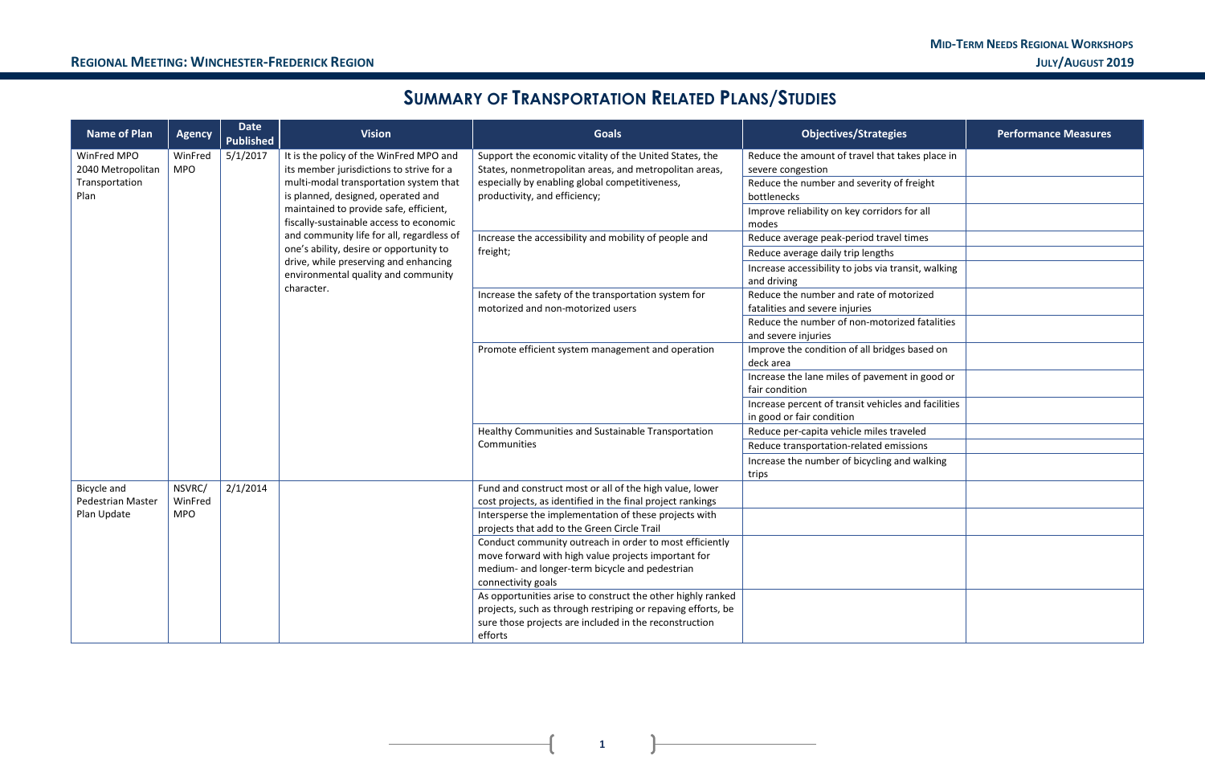## Summary of Transportation Related Plans/Studies

| Name of Plan | Agency | Date Published | Vision | Goals | Objectives/Strategies | Performance Measures |
|---|---|---|---|---|---|---|
| WinFred MPO 2040 Metropolitan Transportation Plan | WinFred MPO | 5/1/2017 | It is the policy of the WinFred MPO and its member jurisdictions to strive for a multi-modal transportation system that is planned, designed, operated and maintained to provide safe, efficient, fiscally-sustainable access to economic and community life for all, regardless of one's ability, desire or opportunity to drive, while preserving and enhancing environmental quality and community character. | Support the economic vitality of the United States, the States, nonmetropolitan areas, and metropolitan areas, especially by enabling global competitiveness, productivity, and efficiency; | Reduce the amount of travel that takes place in severe congestion | |
| | | | | | Reduce the number and severity of freight bottlenecks | |
| | | | | | Improve reliability on key corridors for all modes | |
| | | | | Increase the accessibility and mobility of people and freight; | Reduce average peak-period travel times | |
| | | | | | Reduce average daily trip lengths | |
| | | | | | Increase accessibility to jobs via transit, walking and driving | |
| | | | | Increase the safety of the transportation system for motorized and non-motorized users | Reduce the number and rate of motorized fatalities and severe injuries | |
| | | | | | Reduce the number of non-motorized fatalities and severe injuries | |
| | | | | Promote efficient system management and operation | Improve the condition of all bridges based on deck area | |
| | | | | | Increase the lane miles of pavement in good or fair condition | |
| | | | | | Increase percent of transit vehicles and facilities in good or fair condition | |
| | | | | Healthy Communities and Sustainable Transportation Communities | Reduce per-capita vehicle miles traveled | |
| | | | | | Reduce transportation-related emissions | |
| | | | | | Increase the number of bicycling and walking trips | |
| Bicycle and Pedestrian Master Plan Update | NSVRC/ WinFred MPO | 2/1/2014 | | Fund and construct most or all of the high value, lower cost projects, as identified in the final project rankings | | |
| | | | | Intersperse the implementation of these projects with projects that add to the Green Circle Trail | | |
| | | | | Conduct community outreach in order to most efficiently move forward with high value projects important for medium- and longer-term bicycle and pedestrian connectivity goals | | |
| | | | | As opportunities arise to construct the other highly ranked projects, such as through restriping or repaving efforts, be sure those projects are included in the reconstruction efforts | | |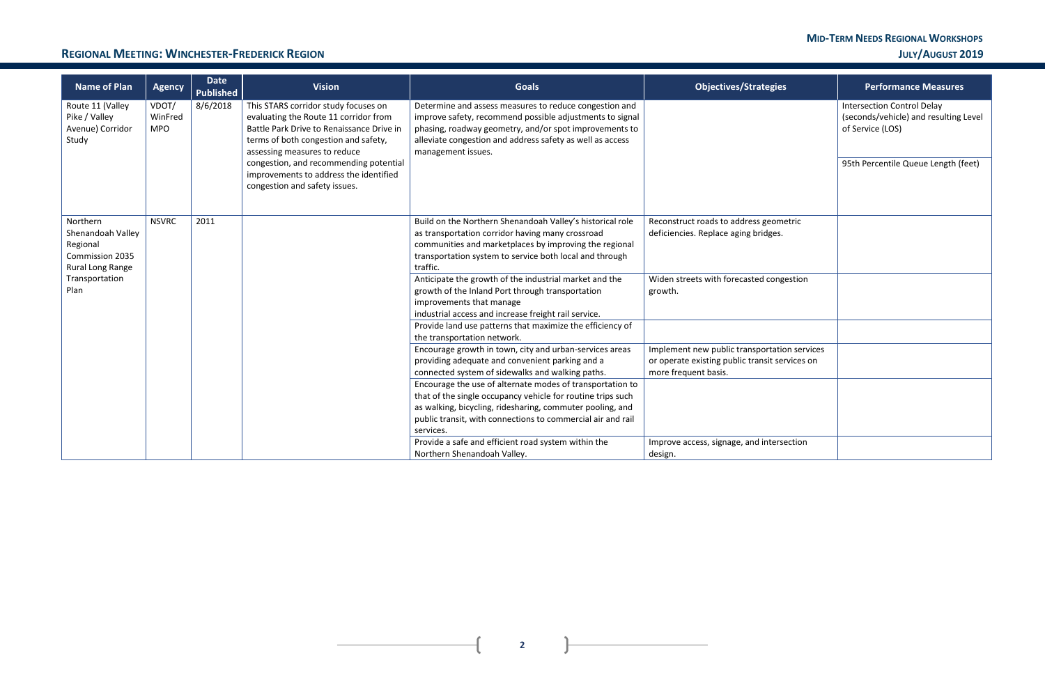| Name of Plan | Agency | Date Published | Vision | Goals | Objectives/Strategies | Performance Measures |
|---|---|---|---|---|---|---|
| Route 11 (Valley Pike / Valley Avenue) Corridor Study | VDOT/ WinFred MPO | 8/6/2018 | This STARS corridor study focuses on evaluating the Route 11 corridor from Battle Park Drive to Renaissance Drive in terms of both congestion and safety, assessing measures to reduce congestion, and recommending potential improvements to address the identified congestion and safety issues. | Determine and assess measures to reduce congestion and improve safety, recommend possible adjustments to signal phasing, roadway geometry, and/or spot improvements to alleviate congestion and address safety as well as access management issues. | | Intersection Control Delay (seconds/vehicle) and resulting Level of Service (LOS) |
| | | | | | | 95th Percentile Queue Length (feet) |
| Northern Shenandoah Valley Regional Commission 2035 Rural Long Range Transportation Plan | NSVRC | 2011 | | Build on the Northern Shenandoah Valley's historical role as transportation corridor having many crossroad communities and marketplaces by improving the regional transportation system to service both local and through traffic. | Reconstruct roads to address geometric deficiencies. Replace aging bridges. | |
| | | | | Anticipate the growth of the industrial market and the growth of the Inland Port through transportation improvements that manage industrial access and increase freight rail service. | Widen streets with forecasted congestion growth. | |
| | | | | Provide land use patterns that maximize the efficiency of the transportation network. | | |
| | | | | Encourage growth in town, city and urban-services areas providing adequate and convenient parking and a connected system of sidewalks and walking paths. | Implement new public transportation services or operate existing public transit services on more frequent basis. | |
| | | | | Encourage the use of alternate modes of transportation to that of the single occupancy vehicle for routine trips such as walking, bicycling, ridesharing, commuter pooling, and public transit, with connections to commercial air and rail services. | | |
| | | | | Provide a safe and efficient road system within the Northern Shenandoah Valley. | Improve access, signage, and intersection design. | |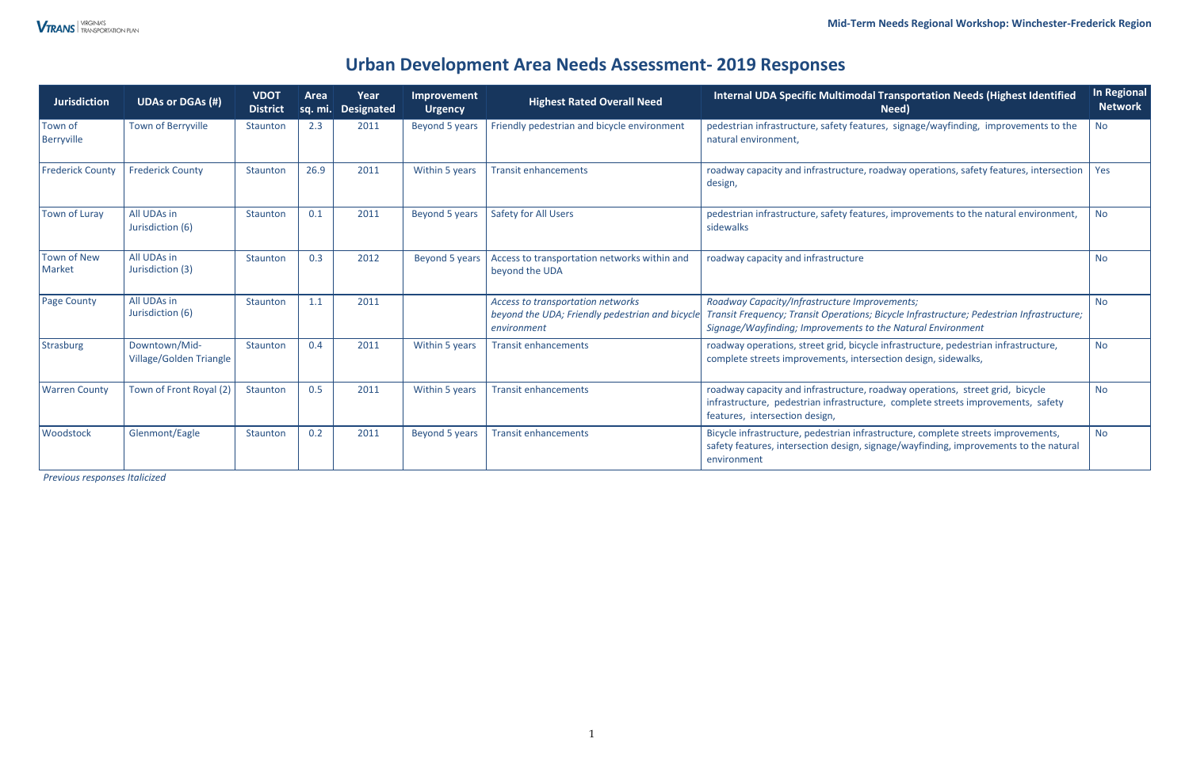# Urban Development Area Needs Assessment- 2019 Responses

| Jurisdiction | UDAs or DGAs (#) | VDOT District | Area sq. mi. | Year Designated | Improvement Urgency | Highest Rated Overall Need | Internal UDA Specific Multimodal Transportation Needs (Highest Identified Need) | In Regional Network |
|---|---|---|---|---|---|---|---|---|
| Town of Berryville | Town of Berryville | Staunton | 2.3 | 2011 | Beyond 5 years | Friendly pedestrian and bicycle environment | pedestrian infrastructure, safety features, signage/wayfinding, improvements to the natural environment, | No |
| Frederick County | Frederick County | Staunton | 26.9 | 2011 | Within 5 years | Transit enhancements | roadway capacity and infrastructure, roadway operations, safety features, intersection design, | Yes |
| Town of Luray | All UDAs in Jurisdiction (6) | Staunton | 0.1 | 2011 | Beyond 5 years | Safety for All Users | pedestrian infrastructure, safety features, improvements to the natural environment, sidewalks | No |
| Town of New Market | All UDAs in Jurisdiction (3) | Staunton | 0.3 | 2012 | Beyond 5 years | Access to transportation networks within and beyond the UDA | roadway capacity and infrastructure | No |
| Page County | All UDAs in Jurisdiction (6) | Staunton | 1.1 | 2011 | | *Access to transportation networks beyond the UDA; Friendly pedestrian and bicycle environment* | *Roadway Capacity/Infrastructure Improvements; Transit Frequency; Transit Operations; Bicycle Infrastructure; Pedestrian Infrastructure; Signage/Wayfinding; Improvements to the Natural Environment* | No |
| Strasburg | Downtown/Mid-Village/Golden Triangle | Staunton | 0.4 | 2011 | Within 5 years | Transit enhancements | roadway operations, street grid, bicycle infrastructure, pedestrian infrastructure, complete streets improvements, intersection design, sidewalks, | No |
| Warren County | Town of Front Royal (2) | Staunton | 0.5 | 2011 | Within 5 years | Transit enhancements | roadway capacity and infrastructure, roadway operations, street grid, bicycle infrastructure, pedestrian infrastructure, complete streets improvements, safety features, intersection design, | No |
| Woodstock | Glenmont/Eagle | Staunton | 0.2 | 2011 | Beyond 5 years | Transit enhancements | Bicycle infrastructure, pedestrian infrastructure, complete streets improvements, safety features, intersection design, signage/wayfinding, improvements to the natural environment | No |

*Previous responses Italicized*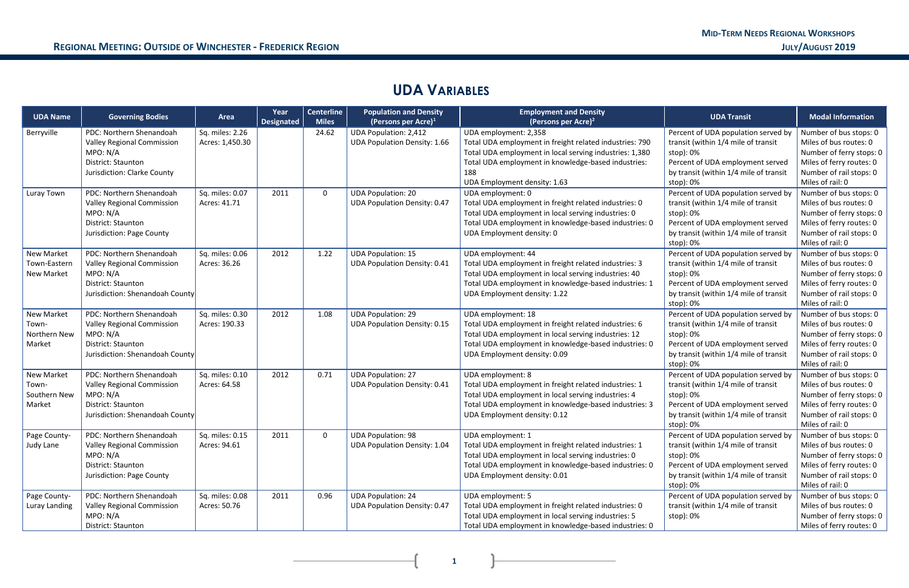## UDA Variables

| UDA Name | Governing Bodies | Area | Year Designated | Centerline Miles | Population and Density (Persons per Acre)[1] | Employment and Density (Persons per Acre)[2] | UDA Transit | Modal Information |
|---|---|---|---|---|---|---|---|---|
| Berryville | PDC: Northern Shenandoah Valley Regional Commission<br>MPO: N/A<br>District: Staunton<br>Jurisdiction: Clarke County | Sq. miles: 2.26<br>Acres: 1,450.30 | | 24.62 | UDA Population: 2,412<br>UDA Population Density: 1.66 | UDA employment: 2,358<br>Total UDA employment in freight related industries: 790<br>Total UDA employment in local serving industries: 1,380<br>Total UDA employment in knowledge-based industries: 188<br>UDA Employment density: 1.63 | Percent of UDA population served by transit (within 1/4 mile of transit stop): 0%<br>Percent of UDA employment served by transit (within 1/4 mile of transit stop): 0% | Number of bus stops: 0<br>Miles of bus routes: 0<br>Number of ferry stops: 0<br>Miles of ferry routes: 0<br>Number of rail stops: 0<br>Miles of rail: 0 |
| Luray Town | PDC: Northern Shenandoah Valley Regional Commission<br>MPO: N/A<br>District: Staunton<br>Jurisdiction: Page County | Sq. miles: 0.07<br>Acres: 41.71 | 2011 | 0 | UDA Population: 20<br>UDA Population Density: 0.47 | UDA employment: 0<br>Total UDA employment in freight related industries: 0<br>Total UDA employment in local serving industries: 0<br>Total UDA employment in knowledge-based industries: 0<br>UDA Employment density: 0 | Percent of UDA population served by transit (within 1/4 mile of transit stop): 0%<br>Percent of UDA employment served by transit (within 1/4 mile of transit stop): 0% | Number of bus stops: 0<br>Miles of bus routes: 0<br>Number of ferry stops: 0<br>Miles of ferry routes: 0<br>Number of rail stops: 0<br>Miles of rail: 0 |
| New Market Town-Eastern New Market | PDC: Northern Shenandoah Valley Regional Commission<br>MPO: N/A<br>District: Staunton<br>Jurisdiction: Shenandoah County | Sq. miles: 0.06<br>Acres: 36.26 | 2012 | 1.22 | UDA Population: 15<br>UDA Population Density: 0.41 | UDA employment: 44<br>Total UDA employment in freight related industries: 3<br>Total UDA employment in local serving industries: 40<br>Total UDA employment in knowledge-based industries: 1<br>UDA Employment density: 1.22 | Percent of UDA population served by transit (within 1/4 mile of transit stop): 0%<br>Percent of UDA employment served by transit (within 1/4 mile of transit stop): 0% | Number of bus stops: 0<br>Miles of bus routes: 0<br>Number of ferry stops: 0<br>Miles of ferry routes: 0<br>Number of rail stops: 0<br>Miles of rail: 0 |
| New Market Town-Northern New Market | PDC: Northern Shenandoah Valley Regional Commission<br>MPO: N/A<br>District: Staunton<br>Jurisdiction: Shenandoah County | Sq. miles: 0.30<br>Acres: 190.33 | 2012 | 1.08 | UDA Population: 29<br>UDA Population Density: 0.15 | UDA employment: 18<br>Total UDA employment in freight related industries: 6<br>Total UDA employment in local serving industries: 12<br>Total UDA employment in knowledge-based industries: 0<br>UDA Employment density: 0.09 | Percent of UDA population served by transit (within 1/4 mile of transit stop): 0%<br>Percent of UDA employment served by transit (within 1/4 mile of transit stop): 0% | Number of bus stops: 0<br>Miles of bus routes: 0<br>Number of ferry stops: 0<br>Miles of ferry routes: 0<br>Number of rail stops: 0<br>Miles of rail: 0 |
| New Market Town-Southern New Market | PDC: Northern Shenandoah Valley Regional Commission<br>MPO: N/A<br>District: Staunton<br>Jurisdiction: Shenandoah County | Sq. miles: 0.10<br>Acres: 64.58 | 2012 | 0.71 | UDA Population: 27<br>UDA Population Density: 0.41 | UDA employment: 8<br>Total UDA employment in freight related industries: 1<br>Total UDA employment in local serving industries: 4<br>Total UDA employment in knowledge-based industries: 3<br>UDA Employment density: 0.12 | Percent of UDA population served by transit (within 1/4 mile of transit stop): 0%<br>Percent of UDA employment served by transit (within 1/4 mile of transit stop): 0% | Number of bus stops: 0<br>Miles of bus routes: 0<br>Number of ferry stops: 0<br>Miles of ferry routes: 0<br>Number of rail stops: 0<br>Miles of rail: 0 |
| Page County-Judy Lane | PDC: Northern Shenandoah Valley Regional Commission<br>MPO: N/A<br>District: Staunton<br>Jurisdiction: Page County | Sq. miles: 0.15<br>Acres: 94.61 | 2011 | 0 | UDA Population: 98<br>UDA Population Density: 1.04 | UDA employment: 1<br>Total UDA employment in freight related industries: 1<br>Total UDA employment in local serving industries: 0<br>Total UDA employment in knowledge-based industries: 0<br>UDA Employment density: 0.01 | Percent of UDA population served by transit (within 1/4 mile of transit stop): 0%<br>Percent of UDA employment served by transit (within 1/4 mile of transit stop): 0% | Number of bus stops: 0<br>Miles of bus routes: 0<br>Number of ferry stops: 0<br>Miles of ferry routes: 0<br>Number of rail stops: 0<br>Miles of rail: 0 |
| Page County-Luray Landing | PDC: Northern Shenandoah Valley Regional Commission<br>MPO: N/A<br>District: Staunton | Sq. miles: 0.08<br>Acres: 50.76 | 2011 | 0.96 | UDA Population: 24<br>UDA Population Density: 0.47 | UDA employment: 5<br>Total UDA employment in freight related industries: 0<br>Total UDA employment in local serving industries: 5<br>Total UDA employment in knowledge-based industries: 0 | Percent of UDA population served by transit (within 1/4 mile of transit stop): 0% | Number of bus stops: 0<br>Miles of bus routes: 0<br>Number of ferry stops: 0<br>Miles of ferry routes: 0 |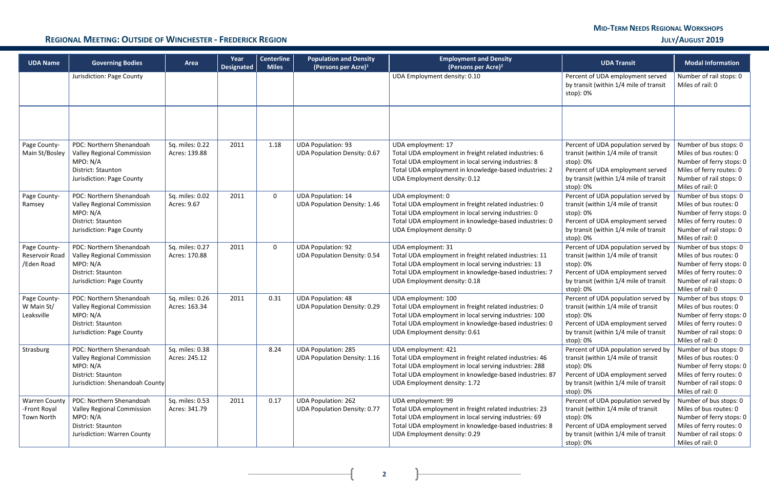| UDA Name | Governing Bodies | Area | Year Designated | Centerline Miles | Population and Density (Persons per Acre)[1] | Employment and Density (Persons per Acre)[2] | UDA Transit | Modal Information |
|---|---|---|---|---|---|---|---|---|
| | Jurisdiction: Page County | | | | | UDA Employment density: 0.10 | Percent of UDA employment served by transit (within 1/4 mile of transit stop): 0% | Number of rail stops: 0<br>Miles of rail: 0 |
| | | | | | | | | |
| Page County-Main St/Bosley | PDC: Northern Shenandoah Valley Regional Commission<br>MPO: N/A<br>District: Staunton<br>Jurisdiction: Page County | Sq. miles: 0.22<br>Acres: 139.88 | 2011 | 1.18 | UDA Population: 93<br>UDA Population Density: 0.67 | UDA employment: 17<br>Total UDA employment in freight related industries: 6<br>Total UDA employment in local serving industries: 8<br>Total UDA employment in knowledge-based industries: 2<br>UDA Employment density: 0.12 | Percent of UDA population served by transit (within 1/4 mile of transit stop): 0%<br>Percent of UDA employment served by transit (within 1/4 mile of transit stop): 0% | Number of bus stops: 0<br>Miles of bus routes: 0<br>Number of ferry stops: 0<br>Miles of ferry routes: 0<br>Number of rail stops: 0<br>Miles of rail: 0 |
| Page County-Ramsey | PDC: Northern Shenandoah Valley Regional Commission<br>MPO: N/A<br>District: Staunton<br>Jurisdiction: Page County | Sq. miles: 0.02<br>Acres: 9.67 | 2011 | 0 | UDA Population: 14<br>UDA Population Density: 1.46 | UDA employment: 0<br>Total UDA employment in freight related industries: 0<br>Total UDA employment in local serving industries: 0<br>Total UDA employment in knowledge-based industries: 0<br>UDA Employment density: 0 | Percent of UDA population served by transit (within 1/4 mile of transit stop): 0%<br>Percent of UDA employment served by transit (within 1/4 mile of transit stop): 0% | Number of bus stops: 0<br>Miles of bus routes: 0<br>Number of ferry stops: 0<br>Miles of ferry routes: 0<br>Number of rail stops: 0<br>Miles of rail: 0 |
| Page County-Reservoir Road /Eden Road | PDC: Northern Shenandoah Valley Regional Commission<br>MPO: N/A<br>District: Staunton<br>Jurisdiction: Page County | Sq. miles: 0.27<br>Acres: 170.88 | 2011 | 0 | UDA Population: 92<br>UDA Population Density: 0.54 | UDA employment: 31<br>Total UDA employment in freight related industries: 11<br>Total UDA employment in local serving industries: 13<br>Total UDA employment in knowledge-based industries: 7<br>UDA Employment density: 0.18 | Percent of UDA population served by transit (within 1/4 mile of transit stop): 0%<br>Percent of UDA employment served by transit (within 1/4 mile of transit stop): 0% | Number of bus stops: 0<br>Miles of bus routes: 0<br>Number of ferry stops: 0<br>Miles of ferry routes: 0<br>Number of rail stops: 0<br>Miles of rail: 0 |
| Page County-W Main St/ Leaksville | PDC: Northern Shenandoah Valley Regional Commission<br>MPO: N/A<br>District: Staunton<br>Jurisdiction: Page County | Sq. miles: 0.26<br>Acres: 163.34 | 2011 | 0.31 | UDA Population: 48<br>UDA Population Density: 0.29 | UDA employment: 100<br>Total UDA employment in freight related industries: 0<br>Total UDA employment in local serving industries: 100<br>Total UDA employment in knowledge-based industries: 0<br>UDA Employment density: 0.61 | Percent of UDA population served by transit (within 1/4 mile of transit stop): 0%<br>Percent of UDA employment served by transit (within 1/4 mile of transit stop): 0% | Number of bus stops: 0<br>Miles of bus routes: 0<br>Number of ferry stops: 0<br>Miles of ferry routes: 0<br>Number of rail stops: 0<br>Miles of rail: 0 |
| Strasburg | PDC: Northern Shenandoah Valley Regional Commission<br>MPO: N/A<br>District: Staunton<br>Jurisdiction: Shenandoah County | Sq. miles: 0.38<br>Acres: 245.12 | | 8.24 | UDA Population: 285<br>UDA Population Density: 1.16 | UDA employment: 421<br>Total UDA employment in freight related industries: 46<br>Total UDA employment in local serving industries: 288<br>Total UDA employment in knowledge-based industries: 87<br>UDA Employment density: 1.72 | Percent of UDA population served by transit (within 1/4 mile of transit stop): 0%<br>Percent of UDA employment served by transit (within 1/4 mile of transit stop): 0% | Number of bus stops: 0<br>Miles of bus routes: 0<br>Number of ferry stops: 0<br>Miles of ferry routes: 0<br>Number of rail stops: 0<br>Miles of rail: 0 |
| Warren County-Front Royal Town North | PDC: Northern Shenandoah Valley Regional Commission<br>MPO: N/A<br>District: Staunton<br>Jurisdiction: Warren County | Sq. miles: 0.53<br>Acres: 341.79 | 2011 | 0.17 | UDA Population: 262<br>UDA Population Density: 0.77 | UDA employment: 99<br>Total UDA employment in freight related industries: 23<br>Total UDA employment in local serving industries: 69<br>Total UDA employment in knowledge-based industries: 8<br>UDA Employment density: 0.29 | Percent of UDA population served by transit (within 1/4 mile of transit stop): 0%<br>Percent of UDA employment served by transit (within 1/4 mile of transit stop): 0% | Number of bus stops: 0<br>Miles of bus routes: 0<br>Number of ferry stops: 0<br>Miles of ferry routes: 0<br>Number of rail stops: 0<br>Miles of rail: 0 |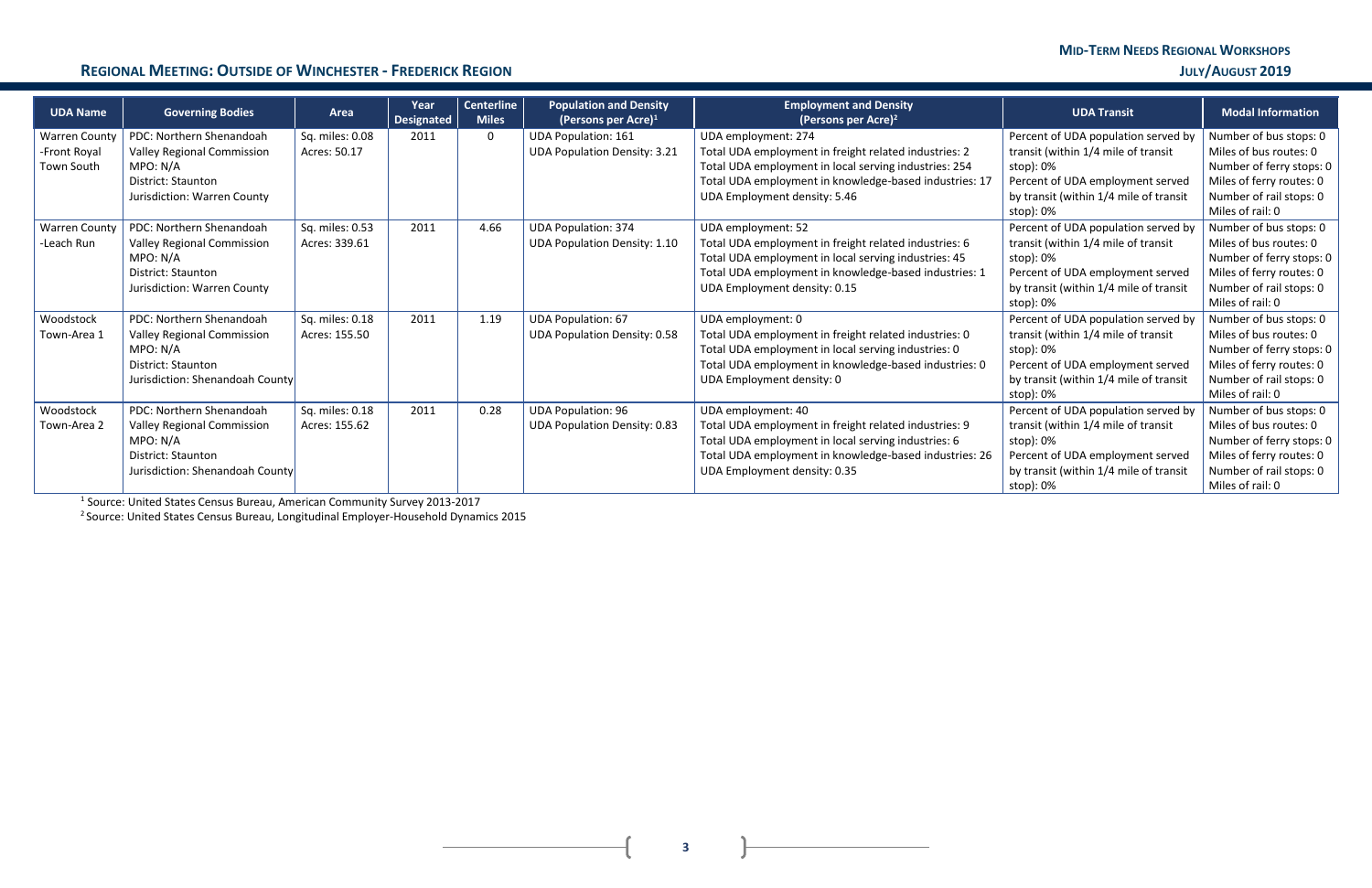## Regional Meeting: Outside of Winchester - Frederick Region

| UDA Name | Governing Bodies | Area | Year Designated | Centerline Miles | Population and Density (Persons per Acre)[1] | Employment and Density (Persons per Acre)[2] | UDA Transit | Modal Information |
|---|---|---|---|---|---|---|---|---|
| Warren County -Front Royal Town South | PDC: Northern Shenandoah Valley Regional Commission<br>MPO: N/A<br>District: Staunton<br>Jurisdiction: Warren County | Sq. miles: 0.08<br>Acres: 50.17 | 2011 | 0 | UDA Population: 161<br>UDA Population Density: 3.21 | UDA employment: 274<br>Total UDA employment in freight related industries: 2<br>Total UDA employment in local serving industries: 254<br>Total UDA employment in knowledge-based industries: 17<br>UDA Employment density: 5.46 | Percent of UDA population served by transit (within 1/4 mile of transit stop): 0%<br>Percent of UDA employment served by transit (within 1/4 mile of transit stop): 0% | Number of bus stops: 0<br>Miles of bus routes: 0<br>Number of ferry stops: 0<br>Miles of ferry routes: 0<br>Number of rail stops: 0<br>Miles of rail: 0 |
| Warren County -Leach Run | PDC: Northern Shenandoah Valley Regional Commission<br>MPO: N/A<br>District: Staunton<br>Jurisdiction: Warren County | Sq. miles: 0.53<br>Acres: 339.61 | 2011 | 4.66 | UDA Population: 374<br>UDA Population Density: 1.10 | UDA employment: 52<br>Total UDA employment in freight related industries: 6<br>Total UDA employment in local serving industries: 45<br>Total UDA employment in knowledge-based industries: 1<br>UDA Employment density: 0.15 | Percent of UDA population served by transit (within 1/4 mile of transit stop): 0%<br>Percent of UDA employment served by transit (within 1/4 mile of transit stop): 0% | Number of bus stops: 0<br>Miles of bus routes: 0<br>Number of ferry stops: 0<br>Miles of ferry routes: 0<br>Number of rail stops: 0<br>Miles of rail: 0 |
| Woodstock Town-Area 1 | PDC: Northern Shenandoah Valley Regional Commission<br>MPO: N/A<br>District: Staunton<br>Jurisdiction: Shenandoah County | Sq. miles: 0.18<br>Acres: 155.50 | 2011 | 1.19 | UDA Population: 67<br>UDA Population Density: 0.58 | UDA employment: 0<br>Total UDA employment in freight related industries: 0<br>Total UDA employment in local serving industries: 0<br>Total UDA employment in knowledge-based industries: 0<br>UDA Employment density: 0 | Percent of UDA population served by transit (within 1/4 mile of transit stop): 0%<br>Percent of UDA employment served by transit (within 1/4 mile of transit stop): 0% | Number of bus stops: 0<br>Miles of bus routes: 0<br>Number of ferry stops: 0<br>Miles of ferry routes: 0<br>Number of rail stops: 0<br>Miles of rail: 0 |
| Woodstock Town-Area 2 | PDC: Northern Shenandoah Valley Regional Commission<br>MPO: N/A<br>District: Staunton<br>Jurisdiction: Shenandoah County | Sq. miles: 0.18<br>Acres: 155.62 | 2011 | 0.28 | UDA Population: 96<br>UDA Population Density: 0.83 | UDA employment: 40<br>Total UDA employment in freight related industries: 9<br>Total UDA employment in local serving industries: 6<br>Total UDA employment in knowledge-based industries: 26<br>UDA Employment density: 0.35 | Percent of UDA population served by transit (within 1/4 mile of transit stop): 0%<br>Percent of UDA employment served by transit (within 1/4 mile of transit stop): 0% | Number of bus stops: 0<br>Miles of bus routes: 0<br>Number of ferry stops: 0<br>Miles of ferry routes: 0<br>Number of rail stops: 0<br>Miles of rail: 0 |

[1] Source: United States Census Bureau, American Community Survey 2013-2017

[2] Source: United States Census Bureau, Longitudinal Employer-Household Dynamics 2015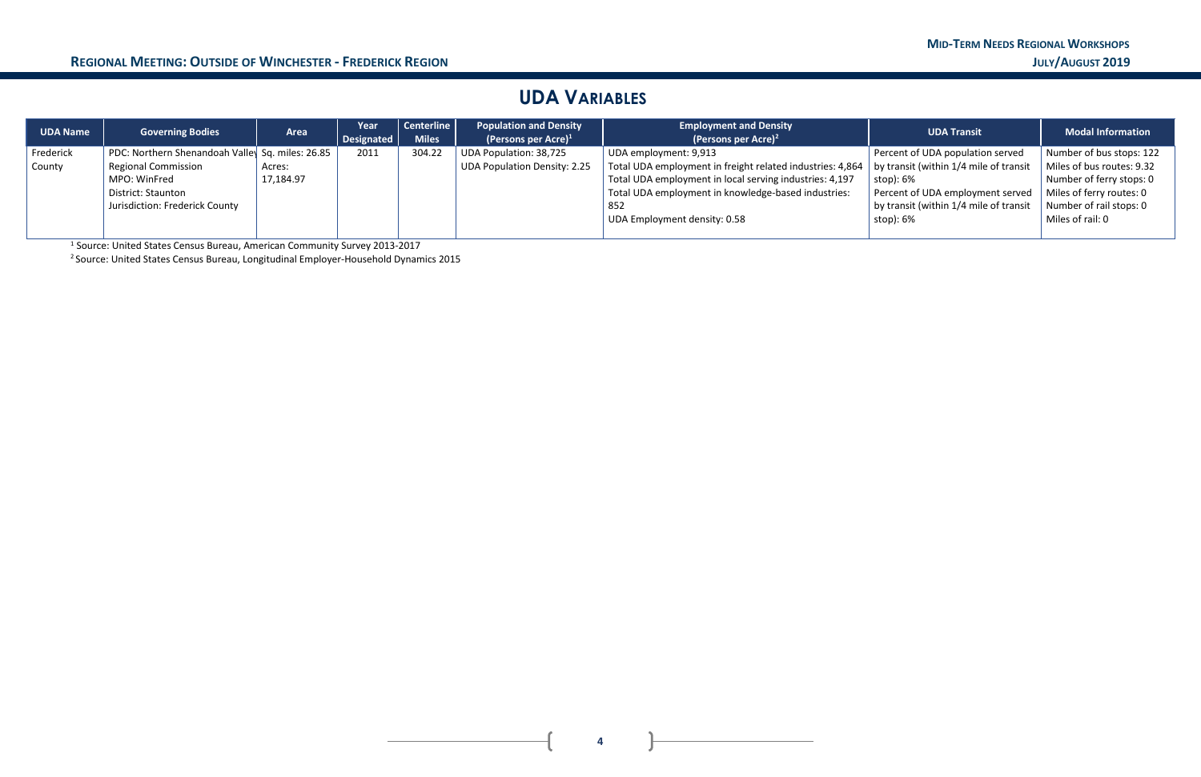# UDA Variables

| UDA Name | Governing Bodies | Area | Year Designated | Centerline Miles | Population and Density (Persons per Acre)[1] | Employment and Density (Persons per Acre)[2] | UDA Transit | Modal Information |
|---|---|---|---|---|---|---|---|---|
| Frederick County | PDC: Northern Shenandoah Valley Regional Commission<br>MPO: WinFred<br>District: Staunton<br>Jurisdiction: Frederick County | Sq. miles: 26.85<br>Acres: 17,184.97 | 2011 | 304.22 | UDA Population: 38,725<br>UDA Population Density: 2.25 | UDA employment: 9,913<br>Total UDA employment in freight related industries: 4,864<br>Total UDA employment in local serving industries: 4,197<br>Total UDA employment in knowledge-based industries: 852<br>UDA Employment density: 0.58 | Percent of UDA population served by transit (within 1/4 mile of transit stop): 6%<br>Percent of UDA employment served by transit (within 1/4 mile of transit stop): 6% | Number of bus stops: 122<br>Miles of bus routes: 9.32<br>Number of ferry stops: 0<br>Miles of ferry routes: 0<br>Number of rail stops: 0<br>Miles of rail: 0 |

[1] Source: United States Census Bureau, American Community Survey 2013-2017

[2] Source: United States Census Bureau, Longitudinal Employer-Household Dynamics 2015